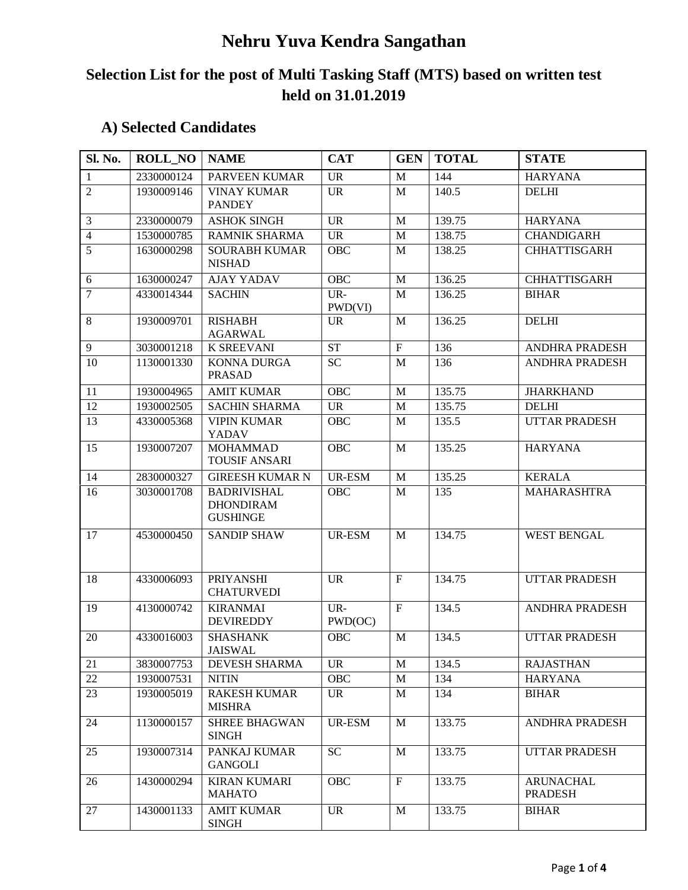# Nehru Yuva Kendra Sangathan

## Selection List for the post of Multi Tasking Staff (MTS) based on written test held on 31.01.2019

### A) Selected Candidates

| Sl. No. | ROLL_NO | NAME | CAT | GEN | TOTAL | STATE |
|---|---|---|---|---|---|---|
| 1 | 2330000124 | PARVEEN KUMAR | UR | M | 144 | HARYANA |
| 2 | 1930009146 | VINAY KUMAR PANDEY | UR | M | 140.5 | DELHI |
| 3 | 2330000079 | ASHOK SINGH | UR | M | 139.75 | HARYANA |
| 4 | 1530000785 | RAMNIK SHARMA | UR | M | 138.75 | CHANDIGARH |
| 5 | 1630000298 | SOURABH KUMAR NISHAD | OBC | M | 138.25 | CHHATTISGARH |
| 6 | 1630000247 | AJAY YADAV | OBC | M | 136.25 | CHHATTISGARH |
| 7 | 4330014344 | SACHIN | UR-PWD(VI) | M | 136.25 | BIHAR |
| 8 | 1930009701 | RISHABH AGARWAL | UR | M | 136.25 | DELHI |
| 9 | 3030001218 | K SREEVANI | ST | F | 136 | ANDHRA PRADESH |
| 10 | 1130001330 | KONNA DURGA PRASAD | SC | M | 136 | ANDHRA PRADESH |
| 11 | 1930004965 | AMIT KUMAR | OBC | M | 135.75 | JHARKHAND |
| 12 | 1930002505 | SACHIN SHARMA | UR | M | 135.75 | DELHI |
| 13 | 4330005368 | VIPIN KUMAR YADAV | OBC | M | 135.5 | UTTAR PRADESH |
| 15 | 1930007207 | MOHAMMAD TOUSIF ANSARI | OBC | M | 135.25 | HARYANA |
| 14 | 2830000327 | GIREESH KUMAR N | UR-ESM | M | 135.25 | KERALA |
| 16 | 3030001708 | BADRIVISHAL DHONDIRAM GUSHINGE | OBC | M | 135 | MAHARASHTRA |
| 17 | 4530000450 | SANDIP SHAW | UR-ESM | M | 134.75 | WEST BENGAL |
| 18 | 4330006093 | PRIYANSHI CHATURVEDI | UR | F | 134.75 | UTTAR PRADESH |
| 19 | 4130000742 | KIRANMAI DEVIREDDY | UR-PWD(OC) | F | 134.5 | ANDHRA PRADESH |
| 20 | 4330016003 | SHASHANK JAISWAL | OBC | M | 134.5 | UTTAR PRADESH |
| 21 | 3830007753 | DEVESH SHARMA | UR | M | 134.5 | RAJASTHAN |
| 22 | 1930007531 | NITIN | OBC | M | 134 | HARYANA |
| 23 | 1930005019 | RAKESH KUMAR MISHRA | UR | M | 134 | BIHAR |
| 24 | 1130000157 | SHREE BHAGWAN SINGH | UR-ESM | M | 133.75 | ANDHRA PRADESH |
| 25 | 1930007314 | PANKAJ KUMAR GANGOLI | SC | M | 133.75 | UTTAR PRADESH |
| 26 | 1430000294 | KIRAN KUMARI MAHATO | OBC | F | 133.75 | ARUNACHAL PRADESH |
| 27 | 1430001133 | AMIT KUMAR SINGH | UR | M | 133.75 | BIHAR |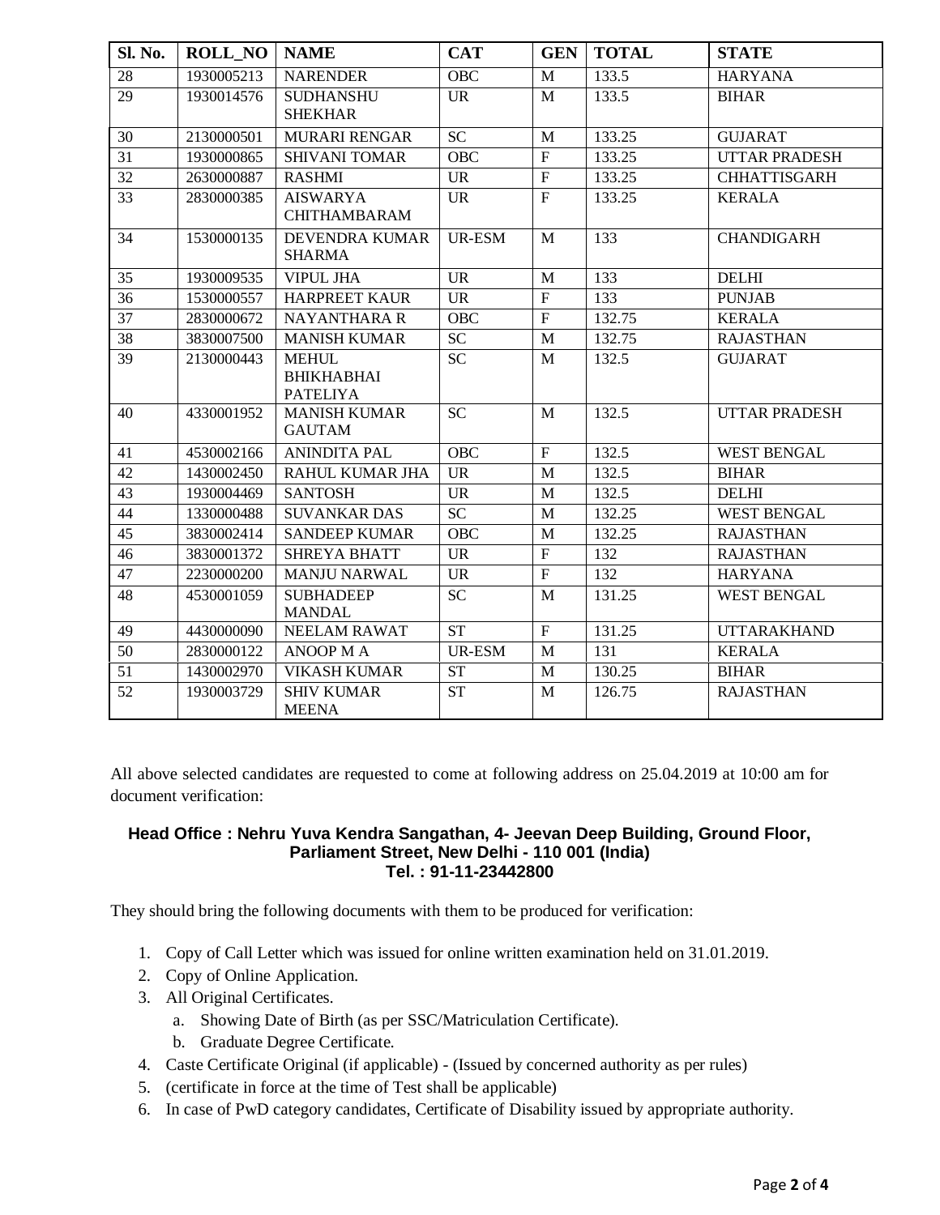| Sl. No. | ROLL_NO | NAME | CAT | GEN | TOTAL | STATE |
|---|---|---|---|---|---|---|
| 28 | 1930005213 | NARENDER | OBC | M | 133.5 | HARYANA |
| 29 | 1930014576 | SUDHANSHU SHEKHAR | UR | M | 133.5 | BIHAR |
| 30 | 2130000501 | MURARI RENGAR | SC | M | 133.25 | GUJARAT |
| 31 | 1930000865 | SHIVANI TOMAR | OBC | F | 133.25 | UTTAR PRADESH |
| 32 | 2630000887 | RASHMI | UR | F | 133.25 | CHHATTISGARH |
| 33 | 2830000385 | AISWARYA CHITHAMBARAM | UR | F | 133.25 | KERALA |
| 34 | 1530000135 | DEVENDRA KUMAR SHARMA | UR-ESM | M | 133 | CHANDIGARH |
| 35 | 1930009535 | VIPUL JHA | UR | M | 133 | DELHI |
| 36 | 1530000557 | HARPREET KAUR | UR | F | 133 | PUNJAB |
| 37 | 2830000672 | NAYANTHARA R | OBC | F | 132.75 | KERALA |
| 38 | 3830007500 | MANISH KUMAR | SC | M | 132.75 | RAJASTHAN |
| 39 | 2130000443 | MEHUL BHIKHABHAI PATELIYA | SC | M | 132.5 | GUJARAT |
| 40 | 4330001952 | MANISH KUMAR GAUTAM | SC | M | 132.5 | UTTAR PRADESH |
| 41 | 4530002166 | ANINDITA PAL | OBC | F | 132.5 | WEST BENGAL |
| 42 | 1430002450 | RAHUL KUMAR JHA | UR | M | 132.5 | BIHAR |
| 43 | 1930004469 | SANTOSH | UR | M | 132.5 | DELHI |
| 44 | 1330000488 | SUVANKAR DAS | SC | M | 132.25 | WEST BENGAL |
| 45 | 3830002414 | SANDEEP KUMAR | OBC | M | 132.25 | RAJASTHAN |
| 46 | 3830001372 | SHREYA BHATT | UR | F | 132 | RAJASTHAN |
| 47 | 2230000200 | MANJU NARWAL | UR | F | 132 | HARYANA |
| 48 | 4530001059 | SUBHADEEP MANDAL | SC | M | 131.25 | WEST BENGAL |
| 49 | 4430000090 | NEELAM RAWAT | ST | F | 131.25 | UTTARAKHAND |
| 50 | 2830000122 | ANOOP M A | UR-ESM | M | 131 | KERALA |
| 51 | 1430002970 | VIKASH KUMAR | ST | M | 130.25 | BIHAR |
| 52 | 1930003729 | SHIV KUMAR MEENA | ST | M | 126.75 | RAJASTHAN |

All above selected candidates are requested to come at following address on 25.04.2019 at 10:00 am for document verification:

**Head Office : Nehru Yuva Kendra Sangathan, 4- Jeevan Deep Building, Ground Floor, Parliament Street, New Delhi - 110 001 (India)**
**Tel. : 91-11-23442800**

They should bring the following documents with them to be produced for verification:

1. Copy of Call Letter which was issued for online written examination held on 31.01.2019.
2. Copy of Online Application.
3. All Original Certificates.
   a. Showing Date of Birth (as per SSC/Matriculation Certificate).
   b. Graduate Degree Certificate.
4. Caste Certificate Original (if applicable) - (Issued by concerned authority as per rules)
5. (certificate in force at the time of Test shall be applicable)
6. In case of PwD category candidates, Certificate of Disability issued by appropriate authority.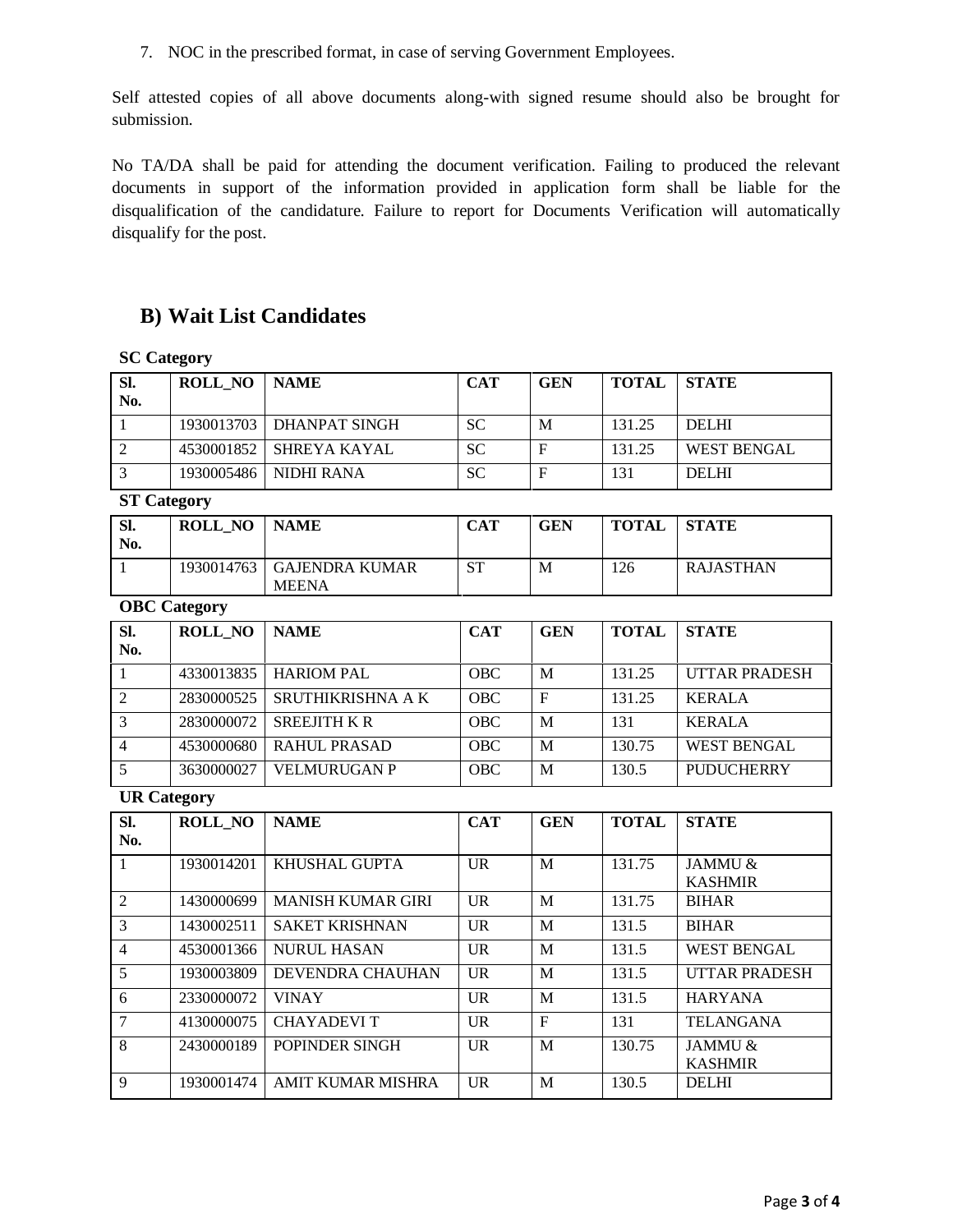7. NOC in the prescribed format, in case of serving Government Employees.

Self attested copies of all above documents along-with signed resume should also be brought for submission.

No TA/DA shall be paid for attending the document verification. Failing to produced the relevant documents in support of the information provided in application form shall be liable for the disqualification of the candidature. Failure to report for Documents Verification will automatically disqualify for the post.

## B) Wait List Candidates

**SC Category**

| Sl. No. | ROLL_NO | NAME | CAT | GEN | TOTAL | STATE |
|---|---|---|---|---|---|---|
| 1 | 1930013703 | DHANPAT SINGH | SC | M | 131.25 | DELHI |
| 2 | 4530001852 | SHREYA KAYAL | SC | F | 131.25 | WEST BENGAL |
| 3 | 1930005486 | NIDHI RANA | SC | F | 131 | DELHI |

**ST Category**

| Sl. No. | ROLL_NO | NAME | CAT | GEN | TOTAL | STATE |
|---|---|---|---|---|---|---|
| 1 | 1930014763 | GAJENDRA KUMAR MEENA | ST | M | 126 | RAJASTHAN |

**OBC Category**

| Sl. No. | ROLL_NO | NAME | CAT | GEN | TOTAL | STATE |
|---|---|---|---|---|---|---|
| 1 | 4330013835 | HARIOM PAL | OBC | M | 131.25 | UTTAR PRADESH |
| 2 | 2830000525 | SRUTHIKRISHNA A K | OBC | F | 131.25 | KERALA |
| 3 | 2830000072 | SREEJITH K R | OBC | M | 131 | KERALA |
| 4 | 4530000680 | RAHUL PRASAD | OBC | M | 130.75 | WEST BENGAL |
| 5 | 3630000027 | VELMURUGAN P | OBC | M | 130.5 | PUDUCHERRY |

**UR Category**

| Sl. No. | ROLL_NO | NAME | CAT | GEN | TOTAL | STATE |
|---|---|---|---|---|---|---|
| 1 | 1930014201 | KHUSHAL GUPTA | UR | M | 131.75 | JAMMU & KASHMIR |
| 2 | 1430000699 | MANISH KUMAR GIRI | UR | M | 131.75 | BIHAR |
| 3 | 1430002511 | SAKET KRISHNAN | UR | M | 131.5 | BIHAR |
| 4 | 4530001366 | NURUL HASAN | UR | M | 131.5 | WEST BENGAL |
| 5 | 1930003809 | DEVENDRA CHAUHAN | UR | M | 131.5 | UTTAR PRADESH |
| 6 | 2330000072 | VINAY | UR | M | 131.5 | HARYANA |
| 7 | 4130000075 | CHAYADEVI T | UR | F | 131 | TELANGANA |
| 8 | 2430000189 | POPINDER SINGH | UR | M | 130.75 | JAMMU & KASHMIR |
| 9 | 1930001474 | AMIT KUMAR MISHRA | UR | M | 130.5 | DELHI |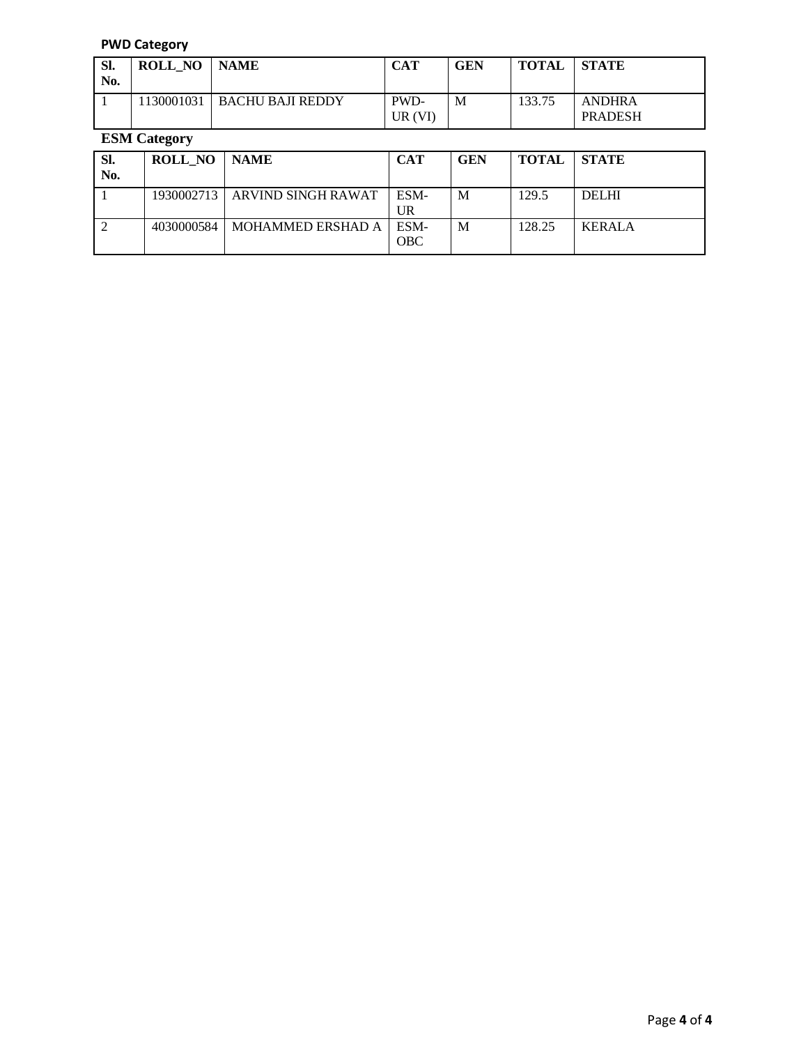**PWD Category**

| Sl. No. | ROLL_NO | NAME | CAT | GEN | TOTAL | STATE |
|---|---|---|---|---|---|---|
| 1 | 1130001031 | BACHU BAJI REDDY | PWD-UR (VI) | M | 133.75 | ANDHRA PRADESH |

**ESM Category**

| Sl. No. | ROLL_NO | NAME | CAT | GEN | TOTAL | STATE |
|---|---|---|---|---|---|---|
| 1 | 1930002713 | ARVIND SINGH RAWAT | ESM-UR | M | 129.5 | DELHI |
| 2 | 4030000584 | MOHAMMED ERSHAD A | ESM-OBC | M | 128.25 | KERALA |